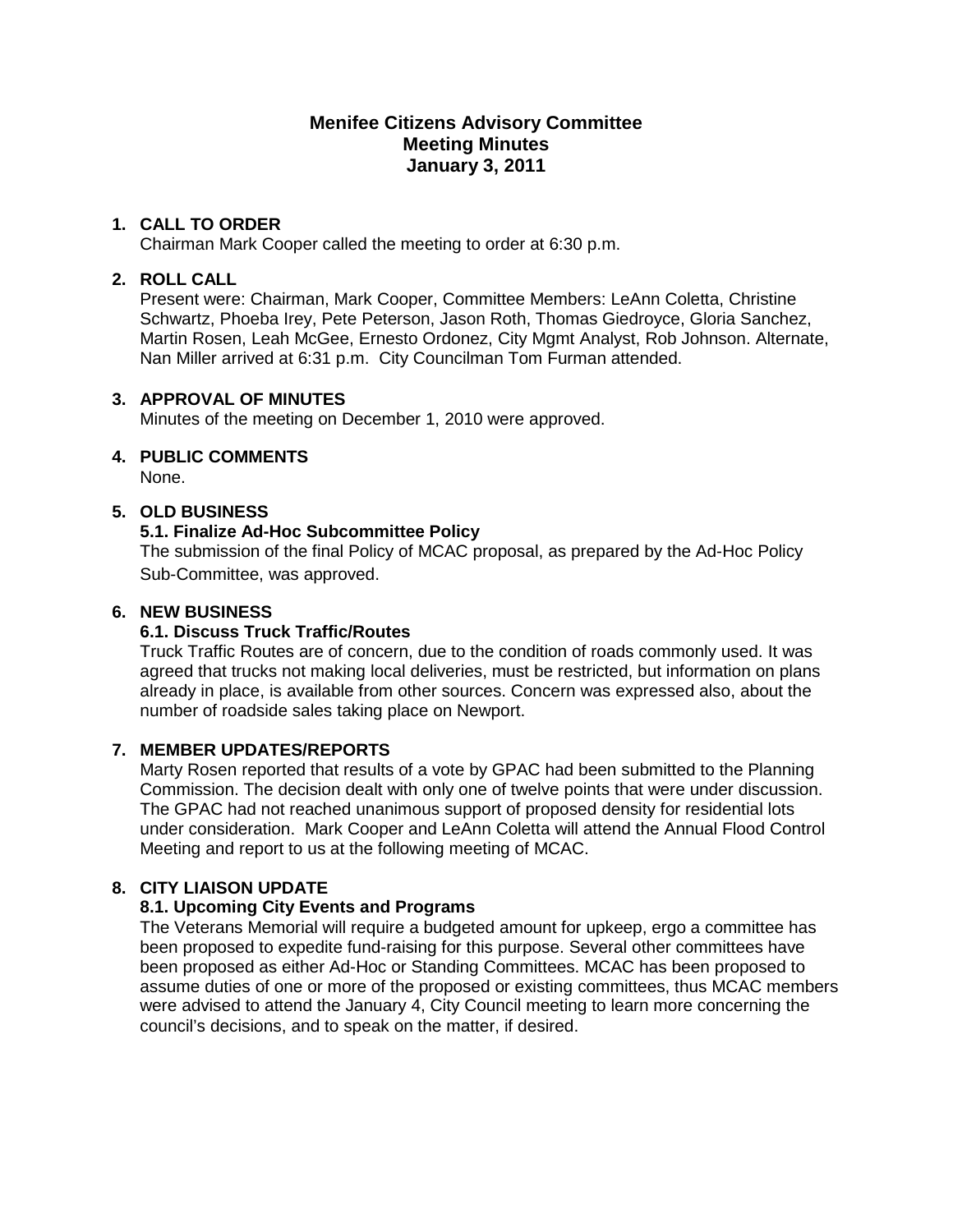# Menifee Citizens Advisory Committee
## Meeting Minutes
### January 3, 2011

1. **CALL TO ORDER**
   Chairman Mark Cooper called the meeting to order at 6:30 p.m.

2. **ROLL CALL**
   Present were: Chairman, Mark Cooper, Committee Members: LeAnn Coletta, Christine Schwartz, Phoeba Irey, Pete Peterson, Jason Roth, Thomas Giedroyce, Gloria Sanchez, Martin Rosen, Leah McGee, Ernesto Ordonez, City Mgmt Analyst, Rob Johnson. Alternate, Nan Miller arrived at 6:31 p.m. City Councilman Tom Furman attended.

3. **APPROVAL OF MINUTES**
   Minutes of the meeting on December 1, 2010 were approved.

4. **PUBLIC COMMENTS**
   None.

5. **OLD BUSINESS**
   **5.1. Finalize Ad-Hoc Subcommittee Policy**
   The submission of the final Policy of MCAC proposal, as prepared by the Ad-Hoc Policy Sub-Committee, was approved.

6. **NEW BUSINESS**
   **6.1. Discuss Truck Traffic/Routes**
   Truck Traffic Routes are of concern, due to the condition of roads commonly used. It was agreed that trucks not making local deliveries, must be restricted, but information on plans already in place, is available from other sources. Concern was expressed also, about the number of roadside sales taking place on Newport.

7. **MEMBER UPDATES/REPORTS**
   Marty Rosen reported that results of a vote by GPAC had been submitted to the Planning Commission. The decision dealt with only one of twelve points that were under discussion. The GPAC had not reached unanimous support of proposed density for residential lots under consideration. Mark Cooper and LeAnn Coletta will attend the Annual Flood Control Meeting and report to us at the following meeting of MCAC.

8. **CITY LIAISON UPDATE**
   **8.1. Upcoming City Events and Programs**
   The Veterans Memorial will require a budgeted amount for upkeep, ergo a committee has been proposed to expedite fund-raising for this purpose. Several other committees have been proposed as either Ad-Hoc or Standing Committees. MCAC has been proposed to assume duties of one or more of the proposed or existing committees, thus MCAC members were advised to attend the January 4, City Council meeting to learn more concerning the council's decisions, and to speak on the matter, if desired.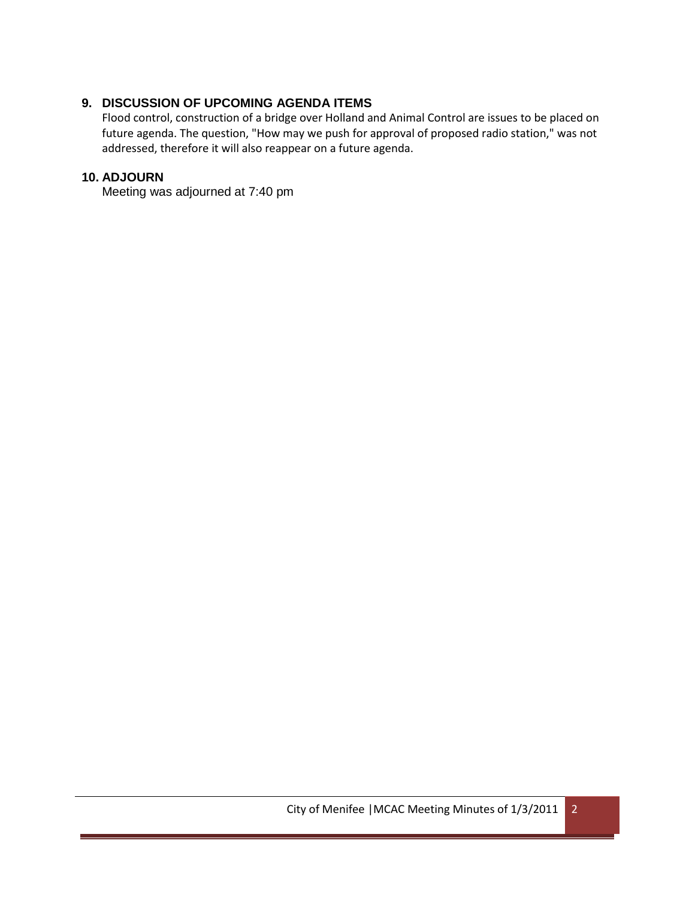## 9. DISCUSSION OF UPCOMING AGENDA ITEMS

Flood control, construction of a bridge over Holland and Animal Control are issues to be placed on future agenda. The question, "How may we push for approval of proposed radio station," was not addressed, therefore it will also reappear on a future agenda.

## 10. ADJOURN

Meeting was adjourned at 7:40 pm